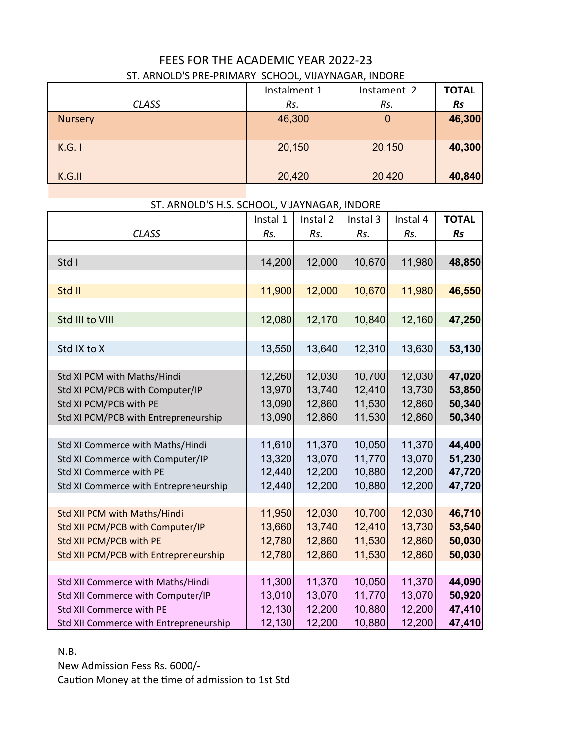# FEES FOR THE ACADEMIC YEAR 2022-23

## ST. ARNOLD'S PRE-PRIMARY SCHOOL, VIJAYNAGAR, INDORE

| *CLASS* | Instalment 1 *Rs.* | Instament 2 *Rs.* | **TOTAL** ***Rs*** |
|---|---|---|---|
| Nursery | 46,300 | 0 | **46,300** |
| K.G. I | 20,150 | 20,150 | **40,300** |
| K.G.II | 20,420 | 20,420 | **40,840** |

## ST. ARNOLD'S H.S. SCHOOL, VIJAYNAGAR, INDORE

| *CLASS* | Instal 1 *Rs.* | Instal 2 *Rs.* | Instal 3 *Rs.* | Instal 4 *Rs.* | **TOTAL** ***Rs*** |
|---|---|---|---|---|---|
| Std I | 14,200 | 12,000 | 10,670 | 11,980 | **48,850** |
| Std II | 11,900 | 12,000 | 10,670 | 11,980 | **46,550** |
| Std III to VIII | 12,080 | 12,170 | 10,840 | 12,160 | **47,250** |
| Std IX to X | 13,550 | 13,640 | 12,310 | 13,630 | **53,130** |
| Std XI PCM with Maths/Hindi | 12,260 | 12,030 | 10,700 | 12,030 | **47,020** |
| Std XI PCM/PCB with Computer/IP | 13,970 | 13,740 | 12,410 | 13,730 | **53,850** |
| Std XI PCM/PCB with PE | 13,090 | 12,860 | 11,530 | 12,860 | **50,340** |
| Std XI PCM/PCB with Entrepreneurship | 13,090 | 12,860 | 11,530 | 12,860 | **50,340** |
| Std XI Commerce with Maths/Hindi | 11,610 | 11,370 | 10,050 | 11,370 | **44,400** |
| Std XI Commerce with Computer/IP | 13,320 | 13,070 | 11,770 | 13,070 | **51,230** |
| Std XI Commerce with PE | 12,440 | 12,200 | 10,880 | 12,200 | **47,720** |
| Std XI Commerce with Entrepreneurship | 12,440 | 12,200 | 10,880 | 12,200 | **47,720** |
| Std XII PCM with Maths/Hindi | 11,950 | 12,030 | 10,700 | 12,030 | **46,710** |
| Std XII PCM/PCB with Computer/IP | 13,660 | 13,740 | 12,410 | 13,730 | **53,540** |
| Std XII PCM/PCB with PE | 12,780 | 12,860 | 11,530 | 12,860 | **50,030** |
| Std XII PCM/PCB with Entrepreneurship | 12,780 | 12,860 | 11,530 | 12,860 | **50,030** |
| Std XII Commerce with Maths/Hindi | 11,300 | 11,370 | 10,050 | 11,370 | **44,090** |
| Std XII Commerce with Computer/IP | 13,010 | 13,070 | 11,770 | 13,070 | **50,920** |
| Std XII Commerce with PE | 12,130 | 12,200 | 10,880 | 12,200 | **47,410** |
| Std XII Commerce with Entrepreneurship | 12,130 | 12,200 | 10,880 | 12,200 | **47,410** |

N.B.

New Admission Fess Rs. 6000/-

Caution Money at the time of admission to 1st Std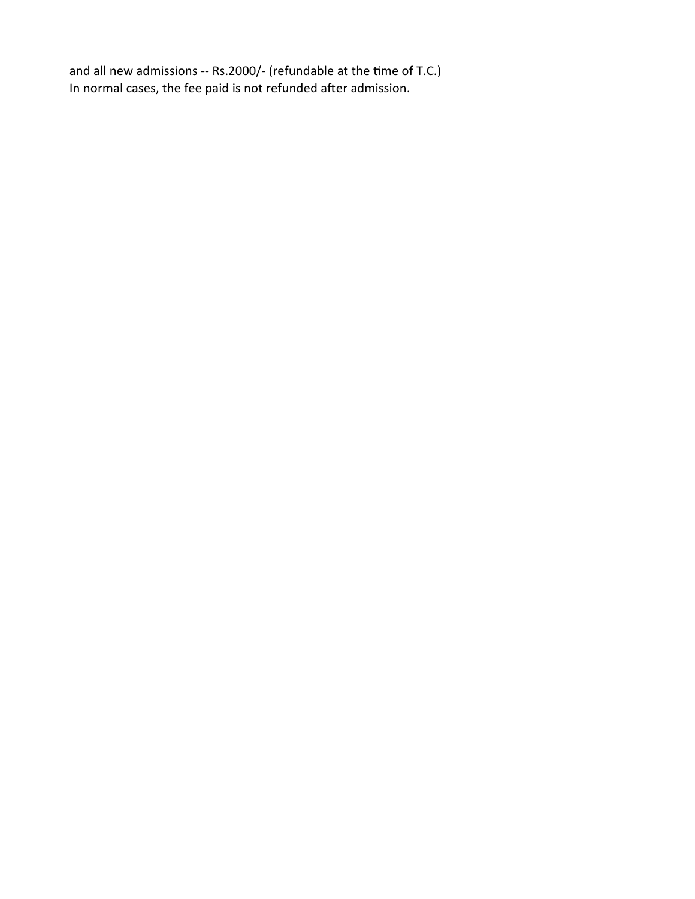and all new admissions -- Rs.2000/- (refundable at the time of T.C.)
In normal cases, the fee paid is not refunded after admission.